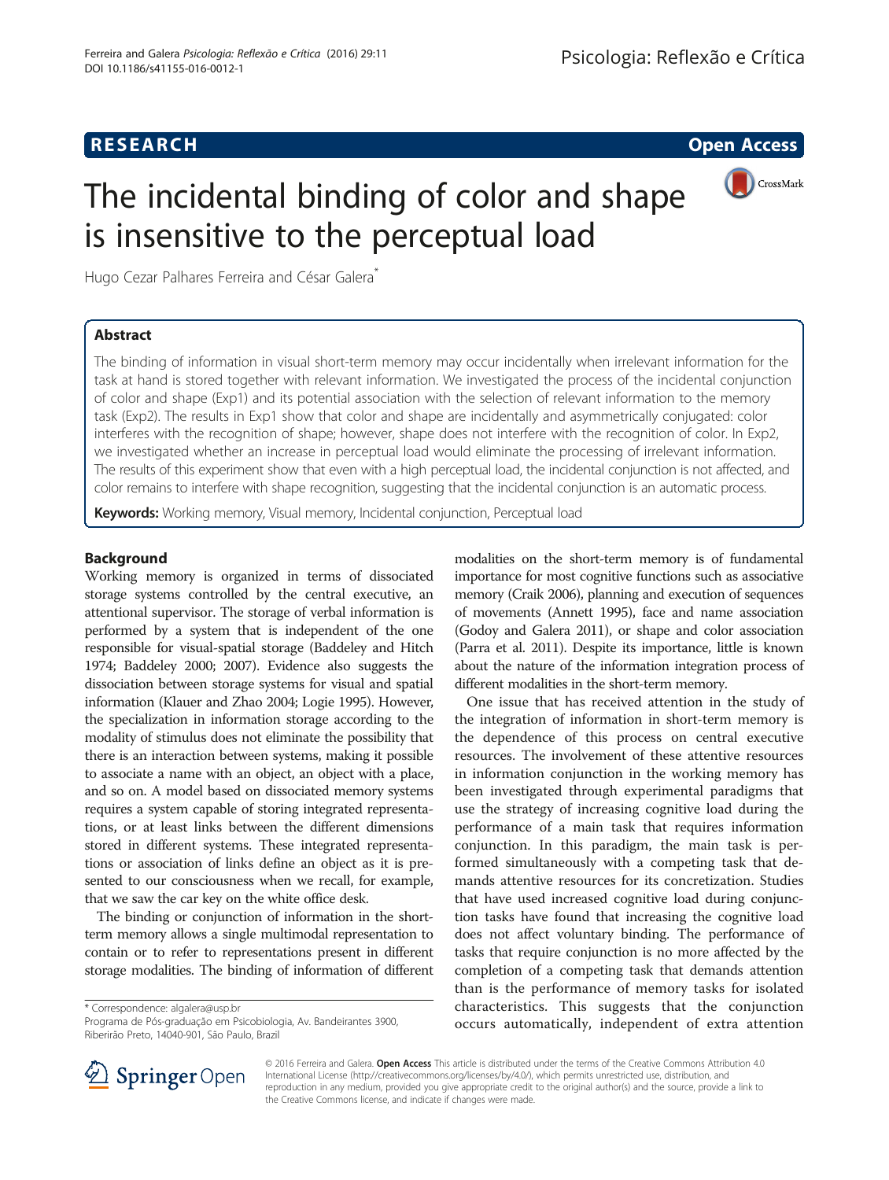**RESEARCH** **Open Access**

# The incidental binding of color and shape is insensitive to the perceptual load

Hugo Cezar Palhares Ferreira and César Galera*

## Abstract

The binding of information in visual short-term memory may occur incidentally when irrelevant information for the task at hand is stored together with relevant information. We investigated the process of the incidental conjunction of color and shape (Exp1) and its potential association with the selection of relevant information to the memory task (Exp2). The results in Exp1 show that color and shape are incidentally and asymmetrically conjugated: color interferes with the recognition of shape; however, shape does not interfere with the recognition of color. In Exp2, we investigated whether an increase in perceptual load would eliminate the processing of irrelevant information. The results of this experiment show that even with a high perceptual load, the incidental conjunction is not affected, and color remains to interfere with shape recognition, suggesting that the incidental conjunction is an automatic process.

**Keywords:** Working memory, Visual memory, Incidental conjunction, Perceptual load

## Background

Working memory is organized in terms of dissociated storage systems controlled by the central executive, an attentional supervisor. The storage of verbal information is performed by a system that is independent of the one responsible for visual-spatial storage (Baddeley and Hitch 1974; Baddeley 2000; 2007). Evidence also suggests the dissociation between storage systems for visual and spatial information (Klauer and Zhao 2004; Logie 1995). However, the specialization in information storage according to the modality of stimulus does not eliminate the possibility that there is an interaction between systems, making it possible to associate a name with an object, an object with a place, and so on. A model based on dissociated memory systems requires a system capable of storing integrated representations, or at least links between the different dimensions stored in different systems. These integrated representations or association of links define an object as it is presented to our consciousness when we recall, for example, that we saw the car key on the white office desk.

The binding or conjunction of information in the short-term memory allows a single multimodal representation to contain or to refer to representations present in different storage modalities. The binding of information of different modalities on the short-term memory is of fundamental importance for most cognitive functions such as associative memory (Craik 2006), planning and execution of sequences of movements (Annett 1995), face and name association (Godoy and Galera 2011), or shape and color association (Parra et al. 2011). Despite its importance, little is known about the nature of the information integration process of different modalities in the short-term memory.

One issue that has received attention in the study of the integration of information in short-term memory is the dependence of this process on central executive resources. The involvement of these attentive resources in information conjunction in the working memory has been investigated through experimental paradigms that use the strategy of increasing cognitive load during the performance of a main task that requires information conjunction. In this paradigm, the main task is performed simultaneously with a competing task that demands attentive resources for its concretization. Studies that have used increased cognitive load during conjunction tasks have found that increasing the cognitive load does not affect voluntary binding. The performance of tasks that require conjunction is no more affected by the completion of a competing task that demands attention than is the performance of memory tasks for isolated characteristics. This suggests that the conjunction occurs automatically, independent of extra attention

\* Correspondence: algalera@usp.br
Programa de Pós-graduação em Psicobiologia, Av. Bandeirantes 3900, Riberirão Preto, 14040-901, São Paulo, Brazil

© 2016 Ferreira and Galera. **Open Access** This article is distributed under the terms of the Creative Commons Attribution 4.0 International License (http://creativecommons.org/licenses/by/4.0/), which permits unrestricted use, distribution, and reproduction in any medium, provided you give appropriate credit to the original author(s) and the source, provide a link to the Creative Commons license, and indicate if changes were made.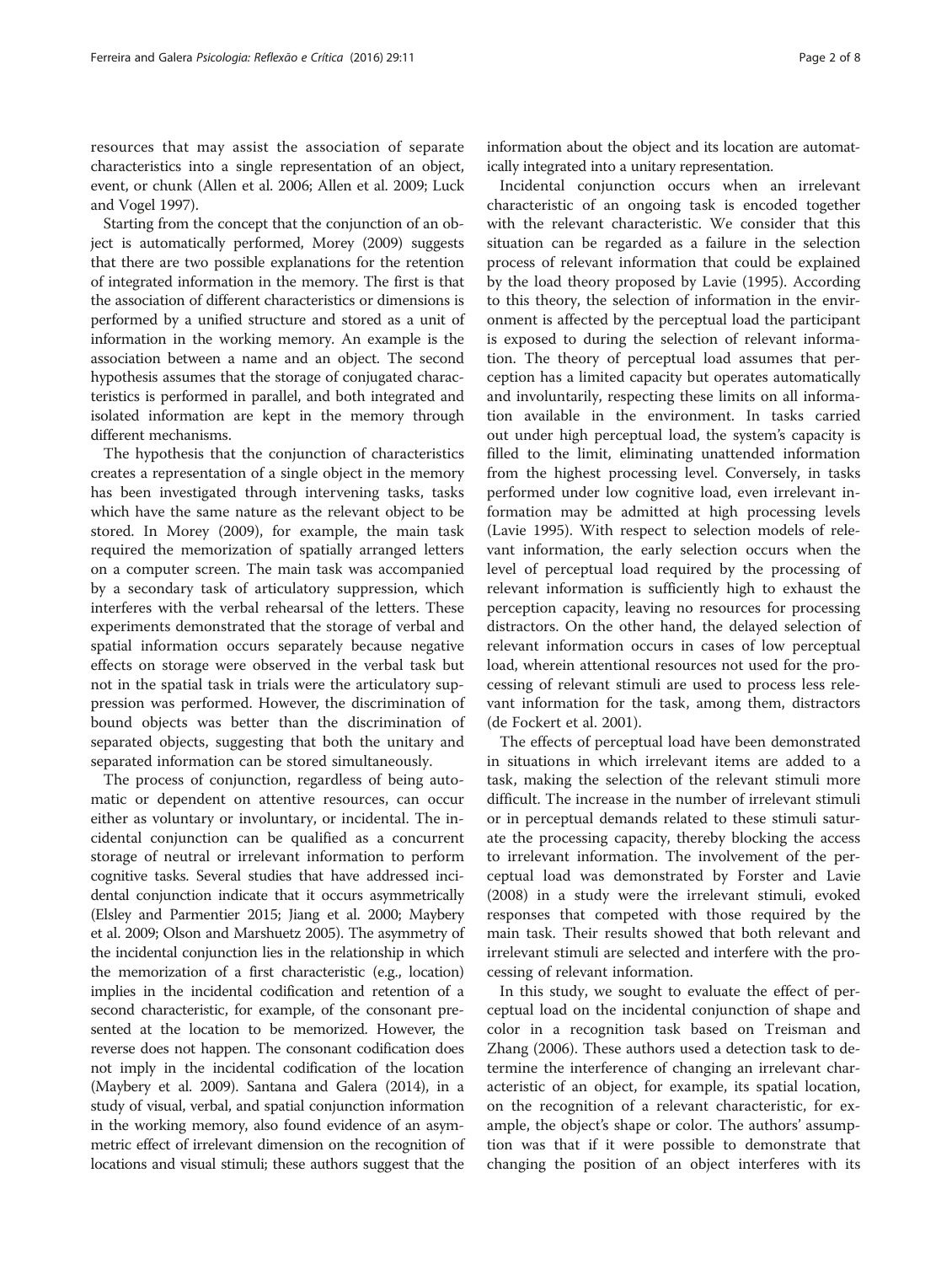resources that may assist the association of separate characteristics into a single representation of an object, event, or chunk (Allen et al. 2006; Allen et al. 2009; Luck and Vogel 1997).

Starting from the concept that the conjunction of an object is automatically performed, Morey (2009) suggests that there are two possible explanations for the retention of integrated information in the memory. The first is that the association of different characteristics or dimensions is performed by a unified structure and stored as a unit of information in the working memory. An example is the association between a name and an object. The second hypothesis assumes that the storage of conjugated characteristics is performed in parallel, and both integrated and isolated information are kept in the memory through different mechanisms.

The hypothesis that the conjunction of characteristics creates a representation of a single object in the memory has been investigated through intervening tasks, tasks which have the same nature as the relevant object to be stored. In Morey (2009), for example, the main task required the memorization of spatially arranged letters on a computer screen. The main task was accompanied by a secondary task of articulatory suppression, which interferes with the verbal rehearsal of the letters. These experiments demonstrated that the storage of verbal and spatial information occurs separately because negative effects on storage were observed in the verbal task but not in the spatial task in trials were the articulatory suppression was performed. However, the discrimination of bound objects was better than the discrimination of separated objects, suggesting that both the unitary and separated information can be stored simultaneously.

The process of conjunction, regardless of being automatic or dependent on attentive resources, can occur either as voluntary or involuntary, or incidental. The incidental conjunction can be qualified as a concurrent storage of neutral or irrelevant information to perform cognitive tasks. Several studies that have addressed incidental conjunction indicate that it occurs asymmetrically (Elsley and Parmentier 2015; Jiang et al. 2000; Maybery et al. 2009; Olson and Marshuetz 2005). The asymmetry of the incidental conjunction lies in the relationship in which the memorization of a first characteristic (e.g., location) implies in the incidental codification and retention of a second characteristic, for example, of the consonant presented at the location to be memorized. However, the reverse does not happen. The consonant codification does not imply in the incidental codification of the location (Maybery et al. 2009). Santana and Galera (2014), in a study of visual, verbal, and spatial conjunction information in the working memory, also found evidence of an asymmetric effect of irrelevant dimension on the recognition of locations and visual stimuli; these authors suggest that the information about the object and its location are automatically integrated into a unitary representation.

Incidental conjunction occurs when an irrelevant characteristic of an ongoing task is encoded together with the relevant characteristic. We consider that this situation can be regarded as a failure in the selection process of relevant information that could be explained by the load theory proposed by Lavie (1995). According to this theory, the selection of information in the environment is affected by the perceptual load the participant is exposed to during the selection of relevant information. The theory of perceptual load assumes that perception has a limited capacity but operates automatically and involuntarily, respecting these limits on all information available in the environment. In tasks carried out under high perceptual load, the system's capacity is filled to the limit, eliminating unattended information from the highest processing level. Conversely, in tasks performed under low cognitive load, even irrelevant information may be admitted at high processing levels (Lavie 1995). With respect to selection models of relevant information, the early selection occurs when the level of perceptual load required by the processing of relevant information is sufficiently high to exhaust the perception capacity, leaving no resources for processing distractors. On the other hand, the delayed selection of relevant information occurs in cases of low perceptual load, wherein attentional resources not used for the processing of relevant stimuli are used to process less relevant information for the task, among them, distractors (de Fockert et al. 2001).

The effects of perceptual load have been demonstrated in situations in which irrelevant items are added to a task, making the selection of the relevant stimuli more difficult. The increase in the number of irrelevant stimuli or in perceptual demands related to these stimuli saturate the processing capacity, thereby blocking the access to irrelevant information. The involvement of the perceptual load was demonstrated by Forster and Lavie (2008) in a study were the irrelevant stimuli, evoked responses that competed with those required by the main task. Their results showed that both relevant and irrelevant stimuli are selected and interfere with the processing of relevant information.

In this study, we sought to evaluate the effect of perceptual load on the incidental conjunction of shape and color in a recognition task based on Treisman and Zhang (2006). These authors used a detection task to determine the interference of changing an irrelevant characteristic of an object, for example, its spatial location, on the recognition of a relevant characteristic, for example, the object's shape or color. The authors' assumption was that if it were possible to demonstrate that changing the position of an object interferes with its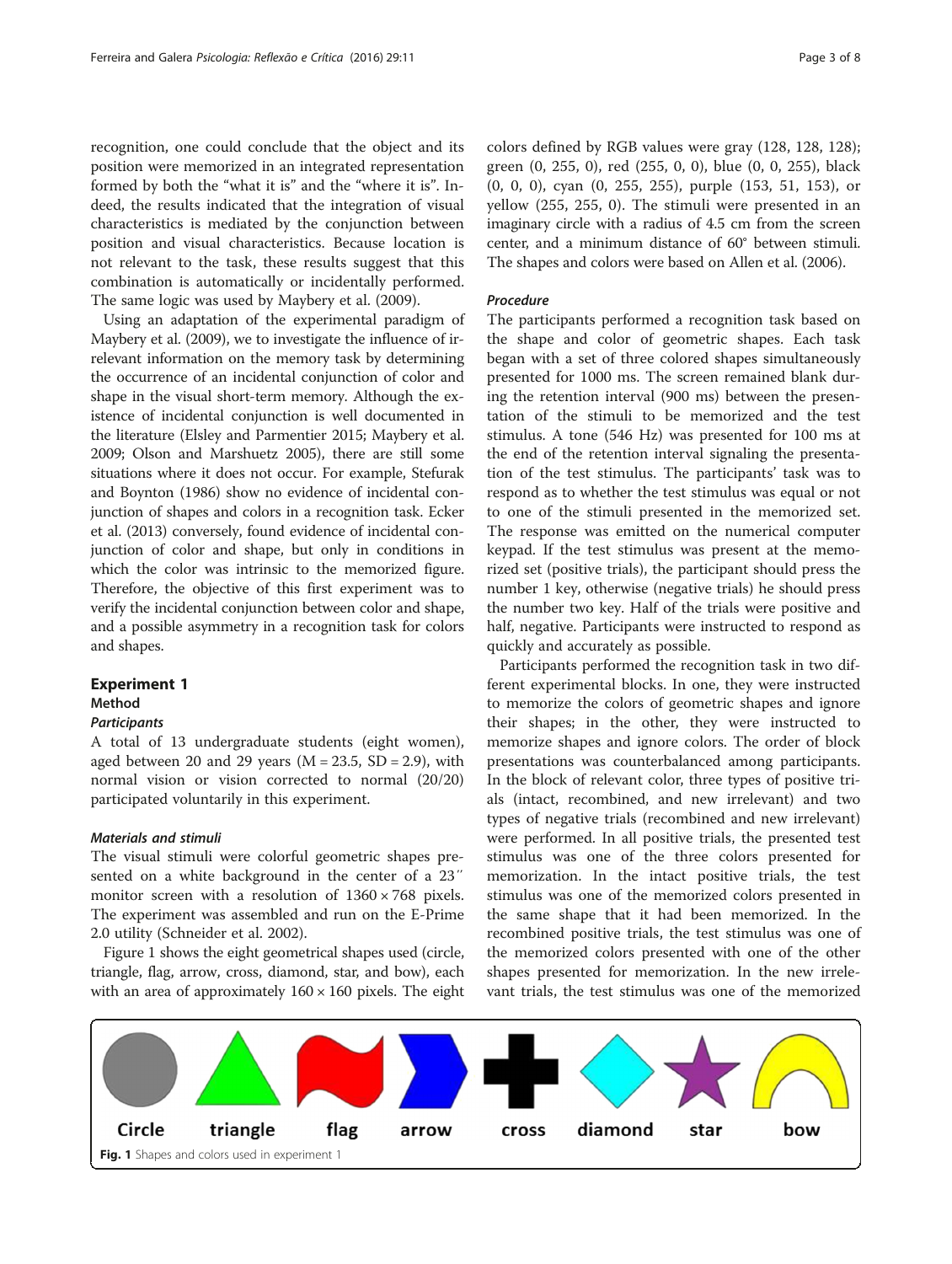recognition, one could conclude that the object and its position were memorized in an integrated representation formed by both the "what it is" and the "where it is". Indeed, the results indicated that the integration of visual characteristics is mediated by the conjunction between position and visual characteristics. Because location is not relevant to the task, these results suggest that this combination is automatically or incidentally performed. The same logic was used by Maybery et al. (2009).

Using an adaptation of the experimental paradigm of Maybery et al. (2009), we to investigate the influence of irrelevant information on the memory task by determining the occurrence of an incidental conjunction of color and shape in the visual short-term memory. Although the existence of incidental conjunction is well documented in the literature (Elsley and Parmentier 2015; Maybery et al. 2009; Olson and Marshuetz 2005), there are still some situations where it does not occur. For example, Stefurak and Boynton (1986) show no evidence of incidental conjunction of shapes and colors in a recognition task. Ecker et al. (2013) conversely, found evidence of incidental conjunction of color and shape, but only in conditions in which the color was intrinsic to the memorized figure. Therefore, the objective of this first experiment was to verify the incidental conjunction between color and shape, and a possible asymmetry in a recognition task for colors and shapes.

## Experiment 1

### Method

#### *Participants*

A total of 13 undergraduate students (eight women), aged between 20 and 29 years (M = 23.5, SD = 2.9), with normal vision or vision corrected to normal (20/20) participated voluntarily in this experiment.

#### *Materials and stimuli*

The visual stimuli were colorful geometric shapes presented on a white background in the center of a 23″ monitor screen with a resolution of 1360 × 768 pixels. The experiment was assembled and run on the E-Prime 2.0 utility (Schneider et al. 2002).

Figure 1 shows the eight geometrical shapes used (circle, triangle, flag, arrow, cross, diamond, star, and bow), each with an area of approximately 160 × 160 pixels. The eight colors defined by RGB values were gray (128, 128, 128); green (0, 255, 0), red (255, 0, 0), blue (0, 0, 255), black (0, 0, 0), cyan (0, 255, 255), purple (153, 51, 153), or yellow (255, 255, 0). The stimuli were presented in an imaginary circle with a radius of 4.5 cm from the screen center, and a minimum distance of 60° between stimuli. The shapes and colors were based on Allen et al. (2006).

#### *Procedure*

The participants performed a recognition task based on the shape and color of geometric shapes. Each task began with a set of three colored shapes simultaneously presented for 1000 ms. The screen remained blank during the retention interval (900 ms) between the presentation of the stimuli to be memorized and the test stimulus. A tone (546 Hz) was presented for 100 ms at the end of the retention interval signaling the presentation of the test stimulus. The participants' task was to respond as to whether the test stimulus was equal or not to one of the stimuli presented in the memorized set. The response was emitted on the numerical computer keypad. If the test stimulus was present at the memorized set (positive trials), the participant should press the number 1 key, otherwise (negative trials) he should press the number two key. Half of the trials were positive and half, negative. Participants were instructed to respond as quickly and accurately as possible.

Participants performed the recognition task in two different experimental blocks. In one, they were instructed to memorize the colors of geometric shapes and ignore their shapes; in the other, they were instructed to memorize shapes and ignore colors. The order of block presentations was counterbalanced among participants. In the block of relevant color, three types of positive trials (intact, recombined, and new irrelevant) and two types of negative trials (recombined and new irrelevant) were performed. In all positive trials, the presented test stimulus was one of the three colors presented for memorization. In the intact positive trials, the test stimulus was one of the memorized colors presented in the same shape that it had been memorized. In the recombined positive trials, the test stimulus was one of the memorized colors presented with one of the other shapes presented for memorization. In the new irrelevant trials, the test stimulus was one of the memorized

Circle triangle flag arrow cross diamond star bow

Fig. 1 Shapes and colors used in experiment 1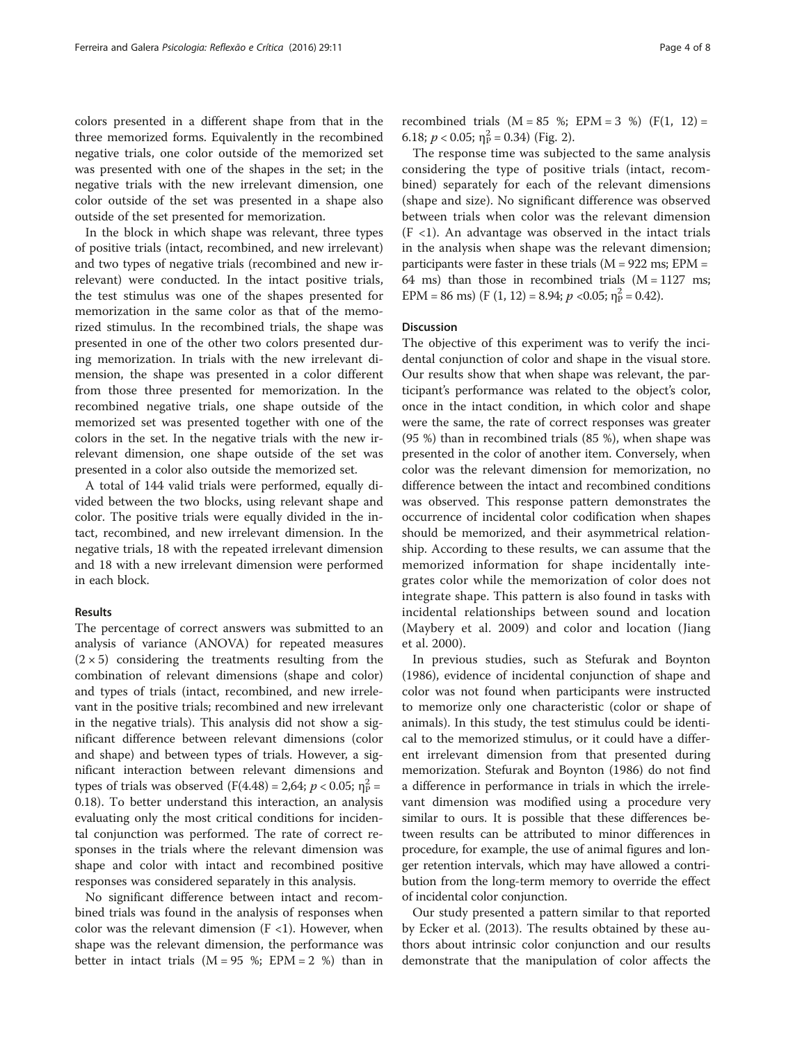colors presented in a different shape from that in the three memorized forms. Equivalently in the recombined negative trials, one color outside of the memorized set was presented with one of the shapes in the set; in the negative trials with the new irrelevant dimension, one color outside of the set was presented in a shape also outside of the set presented for memorization.

In the block in which shape was relevant, three types of positive trials (intact, recombined, and new irrelevant) and two types of negative trials (recombined and new irrelevant) were conducted. In the intact positive trials, the test stimulus was one of the shapes presented for memorization in the same color as that of the memorized stimulus. In the recombined trials, the shape was presented in one of the other two colors presented during memorization. In trials with the new irrelevant dimension, the shape was presented in a color different from those three presented for memorization. In the recombined negative trials, one shape outside of the memorized set was presented together with one of the colors in the set. In the negative trials with the new irrelevant dimension, one shape outside of the set was presented in a color also outside the memorized set.

A total of 144 valid trials were performed, equally divided between the two blocks, using relevant shape and color. The positive trials were equally divided in the intact, recombined, and new irrelevant dimension. In the negative trials, 18 with the repeated irrelevant dimension and 18 with a new irrelevant dimension were performed in each block.

### Results

The percentage of correct answers was submitted to an analysis of variance (ANOVA) for repeated measures $(2 \times 5)$ considering the treatments resulting from the combination of relevant dimensions (shape and color) and types of trials (intact, recombined, and new irrelevant in the positive trials; recombined and new irrelevant in the negative trials). This analysis did not show a significant difference between relevant dimensions (color and shape) and between types of trials. However, a significant interaction between relevant dimensions and types of trials was observed ($F(4.48) = 2{,}64$; $p < 0.05$; $\eta^2_P = 0.18$). To better understand this interaction, an analysis evaluating only the most critical conditions for incidental conjunction was performed. The rate of correct responses in the trials where the relevant dimension was shape and color with intact and recombined positive responses was considered separately in this analysis.

No significant difference between intact and recombined trials was found in the analysis of responses when color was the relevant dimension ($F < 1$). However, when shape was the relevant dimension, the performance was better in intact trials (M = 95 %; EPM = 2 %) than in recombined trials (M = 85 %; EPM = 3 %) ($F(1, 12) = 6.18$; $p < 0.05$; $\eta^2_P = 0.34$) (Fig. 2).

The response time was subjected to the same analysis considering the type of positive trials (intact, recombined) separately for each of the relevant dimensions (shape and size). No significant difference was observed between trials when color was the relevant dimension ($F < 1$). An advantage was observed in the intact trials in the analysis when shape was the relevant dimension; participants were faster in these trials (M = 922 ms; EPM = 64 ms) than those in recombined trials (M = 1127 ms; EPM = 86 ms) ($F(1, 12) = 8.94$; $p < 0.05$; $\eta^2_P = 0.42$).

### Discussion

The objective of this experiment was to verify the incidental conjunction of color and shape in the visual store. Our results show that when shape was relevant, the participant's performance was related to the object's color, once in the intact condition, in which color and shape were the same, the rate of correct responses was greater (95 %) than in recombined trials (85 %), when shape was presented in the color of another item. Conversely, when color was the relevant dimension for memorization, no difference between the intact and recombined conditions was observed. This response pattern demonstrates the occurrence of incidental color codification when shapes should be memorized, and their asymmetrical relationship. According to these results, we can assume that the memorized information for shape incidentally integrates color while the memorization of color does not integrate shape. This pattern is also found in tasks with incidental relationships between sound and location (Maybery et al. 2009) and color and location (Jiang et al. 2000).

In previous studies, such as Stefurak and Boynton (1986), evidence of incidental conjunction of shape and color was not found when participants were instructed to memorize only one characteristic (color or shape of animals). In this study, the test stimulus could be identical to the memorized stimulus, or it could have a different irrelevant dimension from that presented during memorization. Stefurak and Boynton (1986) do not find a difference in performance in trials in which the irrelevant dimension was modified using a procedure very similar to ours. It is possible that these differences between results can be attributed to minor differences in procedure, for example, the use of animal figures and longer retention intervals, which may have allowed a contribution from the long-term memory to override the effect of incidental color conjunction.

Our study presented a pattern similar to that reported by Ecker et al. (2013). The results obtained by these authors about intrinsic color conjunction and our results demonstrate that the manipulation of color affects the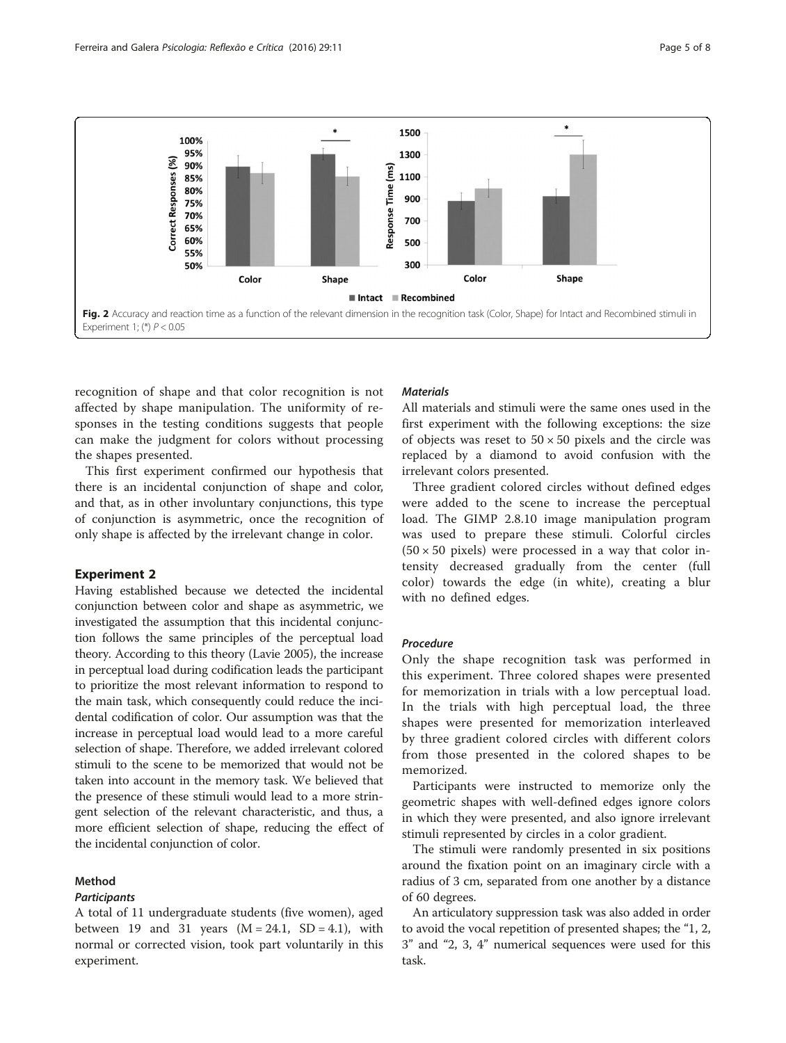100%
95%
90%
85%
80%
75%
70%
65%
60%
55%
50%

Correct Responses (%)

Color
Shape

*

1500
1300
1100
900
700
500
300

Response Time (ms)

Color
Shape

*

■ Intact ■ Recombined

**Fig. 2** Accuracy and reaction time as a function of the relevant dimension in the recognition task (Color, Shape) for Intact and Recombined stimuli in Experiment 1; (*) $P < 0.05$

recognition of shape and that color recognition is not affected by shape manipulation. The uniformity of responses in the testing conditions suggests that people can make the judgment for colors without processing the shapes presented.

This first experiment confirmed our hypothesis that there is an incidental conjunction of shape and color, and that, as in other involuntary conjunctions, this type of conjunction is asymmetric, once the recognition of only shape is affected by the irrelevant change in color.

## Experiment 2

Having established because we detected the incidental conjunction between color and shape as asymmetric, we investigated the assumption that this incidental conjunction follows the same principles of the perceptual load theory. According to this theory (Lavie 2005), the increase in perceptual load during codification leads the participant to prioritize the most relevant information to respond to the main task, which consequently could reduce the incidental codification of color. Our assumption was that the increase in perceptual load would lead to a more careful selection of shape. Therefore, we added irrelevant colored stimuli to the scene to be memorized that would not be taken into account in the memory task. We believed that the presence of these stimuli would lead to a more stringent selection of the relevant characteristic, and thus, a more efficient selection of shape, reducing the effect of the incidental conjunction of color.

### Method

#### *Participants*

A total of 11 undergraduate students (five women), aged between 19 and 31 years ($M = 24.1$, $SD = 4.1$), with normal or corrected vision, took part voluntarily in this experiment.

#### *Materials*

All materials and stimuli were the same ones used in the first experiment with the following exceptions: the size of objects was reset to $50 \times 50$ pixels and the circle was replaced by a diamond to avoid confusion with the irrelevant colors presented.

Three gradient colored circles without defined edges were added to the scene to increase the perceptual load. The GIMP 2.8.10 image manipulation program was used to prepare these stimuli. Colorful circles ($50 \times 50$ pixels) were processed in a way that color intensity decreased gradually from the center (full color) towards the edge (in white), creating a blur with no defined edges.

#### *Procedure*

Only the shape recognition task was performed in this experiment. Three colored shapes were presented for memorization in trials with a low perceptual load. In the trials with high perceptual load, the three shapes were presented for memorization interleaved by three gradient colored circles with different colors from those presented in the colored shapes to be memorized.

Participants were instructed to memorize only the geometric shapes with well-defined edges ignore colors in which they were presented, and also ignore irrelevant stimuli represented by circles in a color gradient.

The stimuli were randomly presented in six positions around the fixation point on an imaginary circle with a radius of 3 cm, separated from one another by a distance of 60 degrees.

An articulatory suppression task was also added in order to avoid the vocal repetition of presented shapes; the "1, 2, 3" and "2, 3, 4" numerical sequences were used for this task.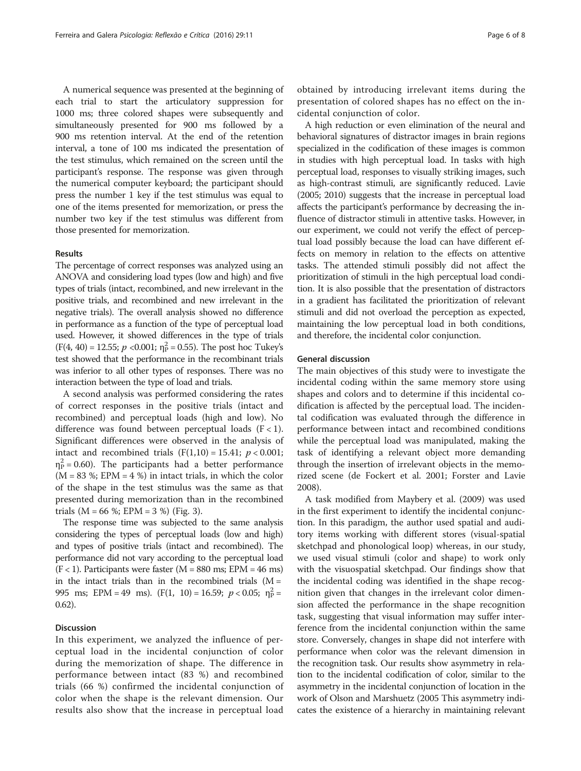A numerical sequence was presented at the beginning of each trial to start the articulatory suppression for 1000 ms; three colored shapes were subsequently and simultaneously presented for 900 ms followed by a 900 ms retention interval. At the end of the retention interval, a tone of 100 ms indicated the presentation of the test stimulus, which remained on the screen until the participant's response. The response was given through the numerical computer keyboard; the participant should press the number 1 key if the test stimulus was equal to one of the items presented for memorization, or press the number two key if the test stimulus was different from those presented for memorization.

### Results

The percentage of correct responses was analyzed using an ANOVA and considering load types (low and high) and five types of trials (intact, recombined, and new irrelevant in the positive trials, and recombined and new irrelevant in the negative trials). The overall analysis showed no difference in performance as a function of the type of perceptual load used. However, it showed differences in the type of trials ($F(4, 40) = 12.55$; $p < 0.001$; $\eta^2_P = 0.55$). The post hoc Tukey's test showed that the performance in the recombinant trials was inferior to all other types of responses. There was no interaction between the type of load and trials.

A second analysis was performed considering the rates of correct responses in the positive trials (intact and recombined) and perceptual loads (high and low). No difference was found between perceptual loads ($F < 1$). Significant differences were observed in the analysis of intact and recombined trials ($F(1,10) = 15.41$; $p < 0.001$; $\eta^2_P = 0.60$). The participants had a better performance (M = 83 %; EPM = 4 %) in intact trials, in which the color of the shape in the test stimulus was the same as that presented during memorization than in the recombined trials (M = 66 %; EPM = 3 %) (Fig. 3).

The response time was subjected to the same analysis considering the types of perceptual loads (low and high) and types of positive trials (intact and recombined). The performance did not vary according to the perceptual load ($F < 1$). Participants were faster (M = 880 ms; EPM = 46 ms) in the intact trials than in the recombined trials (M = 995 ms; EPM = 49 ms). ($F(1, 10) = 16.59$; $p < 0.05$; $\eta^2_P = 0.62$).

### Discussion

In this experiment, we analyzed the influence of perceptual load in the incidental conjunction of color during the memorization of shape. The difference in performance between intact (83 %) and recombined trials (66 %) confirmed the incidental conjunction of color when the shape is the relevant dimension. Our results also show that the increase in perceptual load obtained by introducing irrelevant items during the presentation of colored shapes has no effect on the incidental conjunction of color.

A high reduction or even elimination of the neural and behavioral signatures of distractor images in brain regions specialized in the codification of these images is common in studies with high perceptual load. In tasks with high perceptual load, responses to visually striking images, such as high-contrast stimuli, are significantly reduced. Lavie (2005; 2010) suggests that the increase in perceptual load affects the participant's performance by decreasing the influence of distractor stimuli in attentive tasks. However, in our experiment, we could not verify the effect of perceptual load possibly because the load can have different effects on memory in relation to the effects on attentive tasks. The attended stimuli possibly did not affect the prioritization of stimuli in the high perceptual load condition. It is also possible that the presentation of distractors in a gradient has facilitated the prioritization of relevant stimuli and did not overload the perception as expected, maintaining the low perceptual load in both conditions, and therefore, the incidental color conjunction.

## General discussion

The main objectives of this study were to investigate the incidental coding within the same memory store using shapes and colors and to determine if this incidental codification is affected by the perceptual load. The incidental codification was evaluated through the difference in performance between intact and recombined conditions while the perceptual load was manipulated, making the task of identifying a relevant object more demanding through the insertion of irrelevant objects in the memorized scene (de Fockert et al. 2001; Forster and Lavie 2008).

A task modified from Maybery et al. (2009) was used in the first experiment to identify the incidental conjunction. In this paradigm, the author used spatial and auditory items working with different stores (visual-spatial sketchpad and phonological loop) whereas, in our study, we used visual stimuli (color and shape) to work only with the visuospatial sketchpad. Our findings show that the incidental coding was identified in the shape recognition given that changes in the irrelevant color dimension affected the performance in the shape recognition task, suggesting that visual information may suffer interference from the incidental conjunction within the same store. Conversely, changes in shape did not interfere with performance when color was the relevant dimension in the recognition task. Our results show asymmetry in relation to the incidental codification of color, similar to the asymmetry in the incidental conjunction of location in the work of Olson and Marshuetz (2005 This asymmetry indicates the existence of a hierarchy in maintaining relevant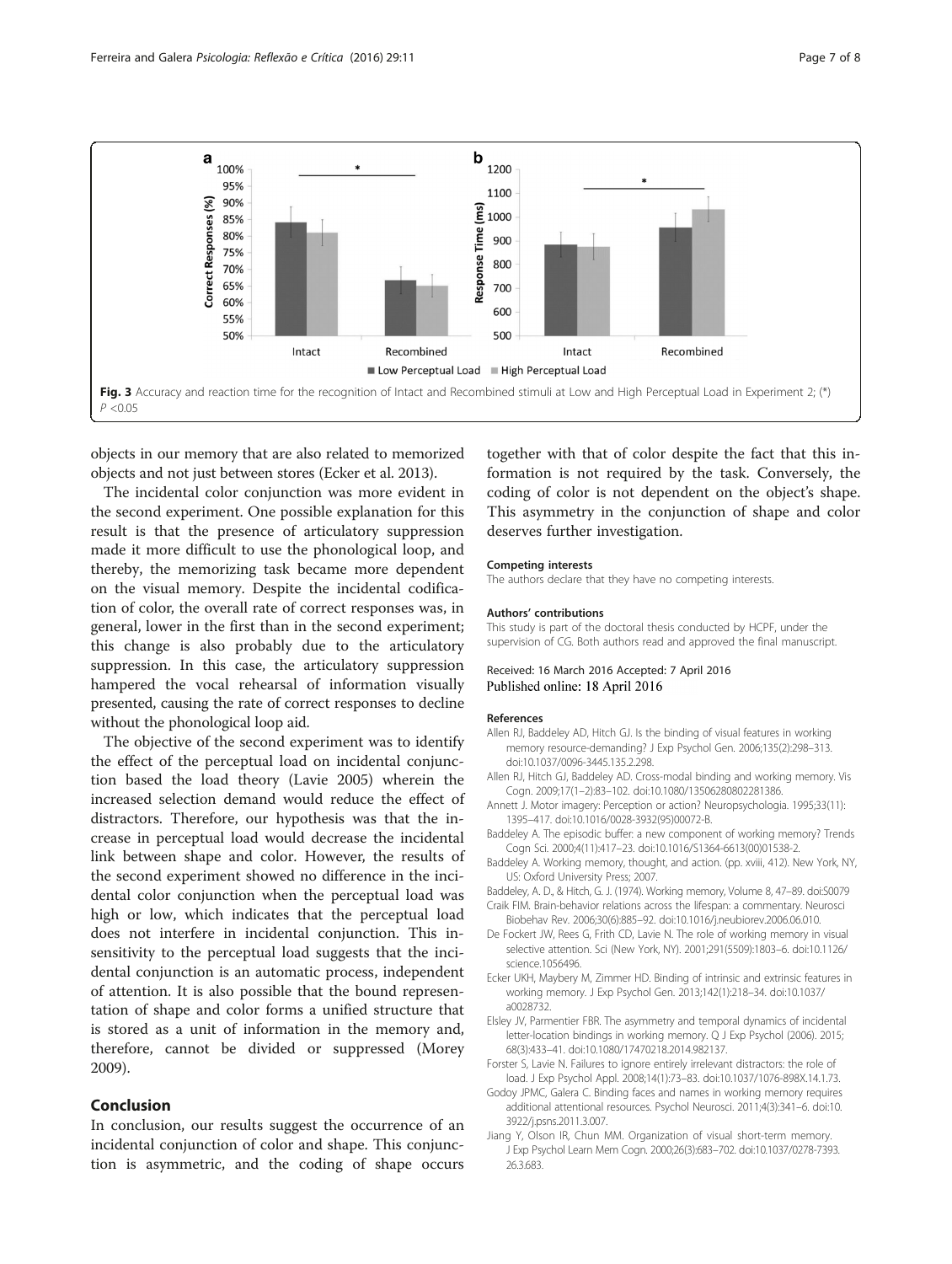a

100%
95%
90%
85%
80%
75%
70%
65%
60%
55%
50%

Correct Responses (%)

Intact
Recombined

*

b

1200
1100
1000
900
800
700
600
500

Response Time (ms)

Intact
Recombined

*

■ Low Perceptual Load ■ High Perceptual Load

**Fig. 3** Accuracy and reaction time for the recognition of Intact and Recombined stimuli at Low and High Perceptual Load in Experiment 2; (*) $P < 0.05$

objects in our memory that are also related to memorized objects and not just between stores (Ecker et al. 2013).

The incidental color conjunction was more evident in the second experiment. One possible explanation for this result is that the presence of articulatory suppression made it more difficult to use the phonological loop, and thereby, the memorizing task became more dependent on the visual memory. Despite the incidental codification of color, the overall rate of correct responses was, in general, lower in the first than in the second experiment; this change is also probably due to the articulatory suppression. In this case, the articulatory suppression hampered the vocal rehearsal of information visually presented, causing the rate of correct responses to decline without the phonological loop aid.

The objective of the second experiment was to identify the effect of the perceptual load on incidental conjunction based the load theory (Lavie 2005) wherein the increased selection demand would reduce the effect of distractors. Therefore, our hypothesis was that the increase in perceptual load would decrease the incidental link between shape and color. However, the results of the second experiment showed no difference in the incidental color conjunction when the perceptual load was high or low, which indicates that the perceptual load does not interfere in incidental conjunction. This insensitivity to the perceptual load suggests that the incidental conjunction is an automatic process, independent of attention. It is also possible that the bound representation of shape and color forms a unified structure that is stored as a unit of information in the memory and, therefore, cannot be divided or suppressed (Morey 2009).

## Conclusion

In conclusion, our results suggest the occurrence of an incidental conjunction of color and shape. This conjunction is asymmetric, and the coding of shape occurs together with that of color despite the fact that this information is not required by the task. Conversely, the coding of color is not dependent on the object's shape. This asymmetry in the conjunction of shape and color deserves further investigation.

#### Competing interests

The authors declare that they have no competing interests.

#### Authors' contributions

This study is part of the doctoral thesis conducted by HCPF, under the supervision of CG. Both authors read and approved the final manuscript.

Received: 16 March 2016 Accepted: 7 April 2016
Published online: 18 April 2016

#### References

Allen RJ, Baddeley AD, Hitch GJ. Is the binding of visual features in working memory resource-demanding? J Exp Psychol Gen. 2006;135(2):298–313. doi:10.1037/0096-3445.135.2.298.

Allen RJ, Hitch GJ, Baddeley AD. Cross-modal binding and working memory. Vis Cogn. 2009;17(1–2):83–102. doi:10.1080/13506280802281386.

Annett J. Motor imagery: Perception or action? Neuropsychologia. 1995;33(11): 1395–417. doi:10.1016/0028-3932(95)00072-B.

Baddeley A. The episodic buffer: a new component of working memory? Trends Cogn Sci. 2000;4(11):417–23. doi:10.1016/S1364-6613(00)01538-2.

Baddeley A. Working memory, thought, and action. (pp. xviii, 412). New York, NY, US: Oxford University Press; 2007.

Baddeley, A. D., & Hitch, G. J. (1974). Working memory, Volume 8, 47–89. doi:S0079

Craik FIM. Brain-behavior relations across the lifespan: a commentary. Neurosci Biobehav Rev. 2006;30(6):885–92. doi:10.1016/j.neubiorev.2006.06.010.

De Fockert JW, Rees G, Frith CD, Lavie N. The role of working memory in visual selective attention. Sci (New York, NY). 2001;291(5509):1803–6. doi:10.1126/science.1056496.

Ecker UKH, Maybery M, Zimmer HD. Binding of intrinsic and extrinsic features in working memory. J Exp Psychol Gen. 2013;142(1):218–34. doi:10.1037/a0028732.

Elsley JV, Parmentier FBR. The asymmetry and temporal dynamics of incidental letter-location bindings in working memory. Q J Exp Psychol (2006). 2015; 68(3):433–41. doi:10.1080/17470218.2014.982137.

Forster S, Lavie N. Failures to ignore entirely irrelevant distractors: the role of load. J Exp Psychol Appl. 2008;14(1):73–83. doi:10.1037/1076-898X.14.1.73.

Godoy JPMC, Galera C. Binding faces and names in working memory requires additional attentional resources. Psychol Neurosci. 2011;4(3):341–6. doi:10.3922/j.psns.2011.3.007.

Jiang Y, Olson IR, Chun MM. Organization of visual short-term memory. J Exp Psychol Learn Mem Cogn. 2000;26(3):683–702. doi:10.1037/0278-7393.26.3.683.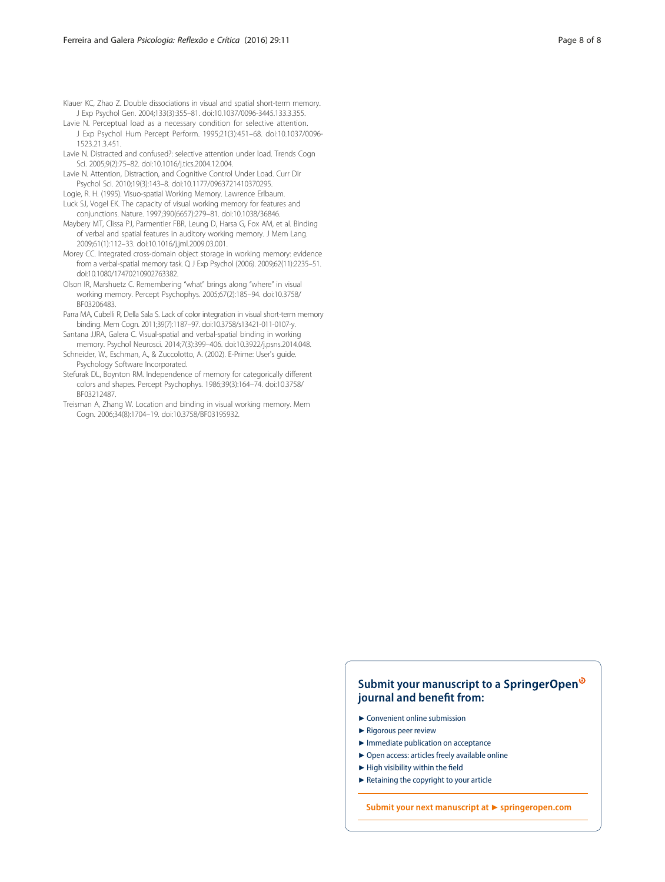Klauer KC, Zhao Z. Double dissociations in visual and spatial short-term memory. J Exp Psychol Gen. 2004;133(3):355–81. doi:10.1037/0096-3445.133.3.355.

Lavie N. Perceptual load as a necessary condition for selective attention. J Exp Psychol Hum Percept Perform. 1995;21(3):451–68. doi:10.1037/0096-1523.21.3.451.

Lavie N. Distracted and confused?: selective attention under load. Trends Cogn Sci. 2005;9(2):75–82. doi:10.1016/j.tics.2004.12.004.

Lavie N. Attention, Distraction, and Cognitive Control Under Load. Curr Dir Psychol Sci. 2010;19(3):143–8. doi:10.1177/0963721410370295.

Logie, R. H. (1995). Visuo-spatial Working Memory. Lawrence Erlbaum.

Luck SJ, Vogel EK. The capacity of visual working memory for features and conjunctions. Nature. 1997;390(6657):279–81. doi:10.1038/36846.

Maybery MT, Clissa PJ, Parmentier FBR, Leung D, Harsa G, Fox AM, et al. Binding of verbal and spatial features in auditory working memory. J Mem Lang. 2009;61(1):112–33. doi:10.1016/j.jml.2009.03.001.

Morey CC. Integrated cross-domain object storage in working memory: evidence from a verbal-spatial memory task. Q J Exp Psychol (2006). 2009;62(11):2235–51. doi:10.1080/17470210902763382.

Olson IR, Marshuetz C. Remembering "what" brings along "where" in visual working memory. Percept Psychophys. 2005;67(2):185–94. doi:10.3758/BF03206483.

Parra MA, Cubelli R, Della Sala S. Lack of color integration in visual short-term memory binding. Mem Cogn. 2011;39(7):1187–97. doi:10.3758/s13421-011-0107-y.

Santana JJRA, Galera C. Visual-spatial and verbal-spatial binding in working memory. Psychol Neurosci. 2014;7(3):399–406. doi:10.3922/j.psns.2014.048.

Schneider, W., Eschman, A., & Zuccolotto, A. (2002). E-Prime: User's guide. Psychology Software Incorporated.

Stefurak DL, Boynton RM. Independence of memory for categorically different colors and shapes. Percept Psychophys. 1986;39(3):164–74. doi:10.3758/BF03212487.

Treisman A, Zhang W. Location and binding in visual working memory. Mem Cogn. 2006;34(8):1704–19. doi:10.3758/BF03195932.

**Submit your manuscript to a SpringerOpen journal and benefit from:**

- ► Convenient online submission
- ► Rigorous peer review
- ► Immediate publication on acceptance
- ► Open access: articles freely available online
- ► High visibility within the field
- ► Retaining the copyright to your article

**Submit your next manuscript at ► springeropen.com**